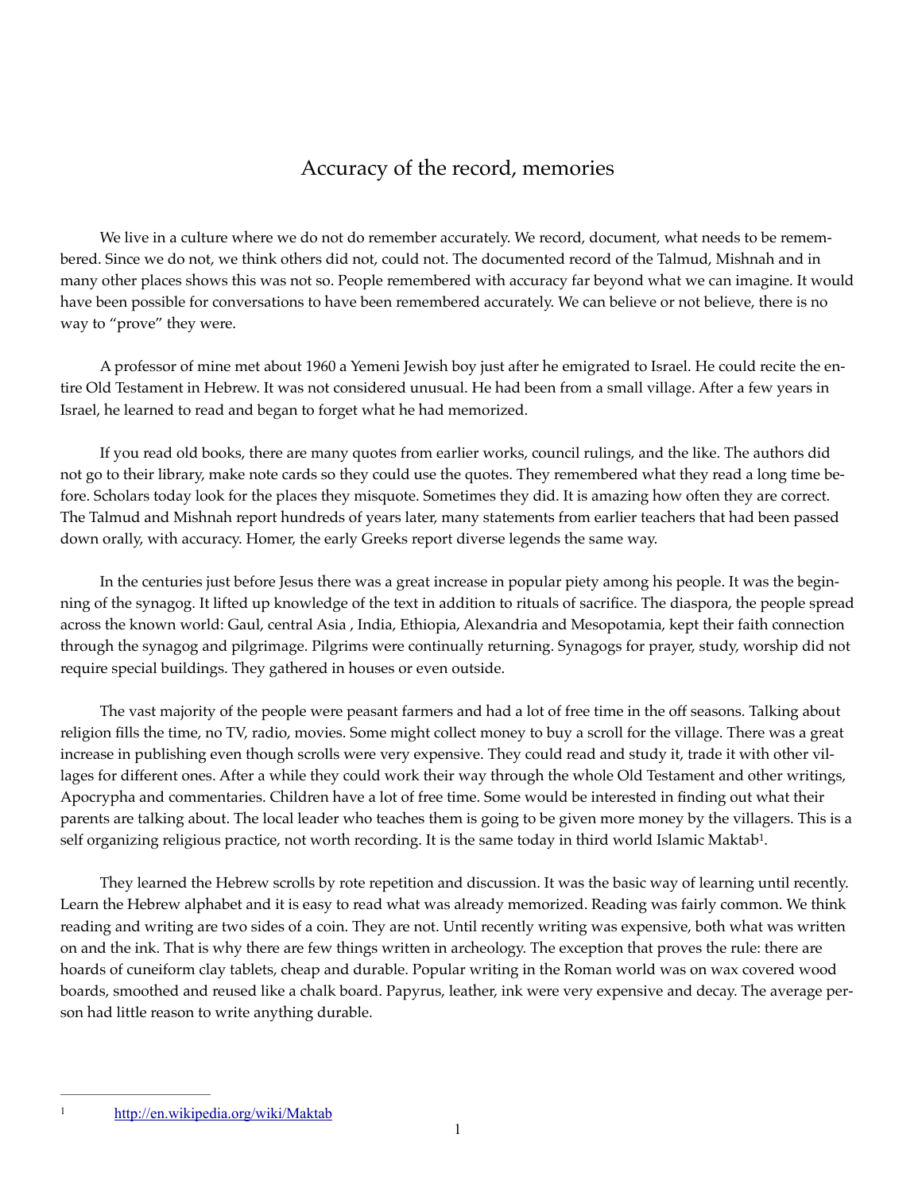# Accuracy of the record, memories

We live in a culture where we do not do remember accurately. We record, document, what needs to be remembered. Since we do not, we think others did not, could not. The documented record of the Talmud, Mishnah and in many other places shows this was not so. People remembered with accuracy far beyond what we can imagine. It would have been possible for conversations to have been remembered accurately. We can believe or not believe, there is no way to "prove" they were.

A professor of mine met about 1960 a Yemeni Jewish boy just after he emigrated to Israel. He could recite the entire Old Testament in Hebrew. It was not considered unusual. He had been from a small village. After a few years in Israel, he learned to read and began to forget what he had memorized.

If you read old books, there are many quotes from earlier works, council rulings, and the like. The authors did not go to their library, make note cards so they could use the quotes. They remembered what they read a long time before. Scholars today look for the places they misquote. Sometimes they did. It is amazing how often they are correct. The Talmud and Mishnah report hundreds of years later, many statements from earlier teachers that had been passed down orally, with accuracy. Homer, the early Greeks report diverse legends the same way.

In the centuries just before Jesus there was a great increase in popular piety among his people. It was the beginning of the synagog. It lifted up knowledge of the text in addition to rituals of sacrifice. The diaspora, the people spread across the known world: Gaul, central Asia , India, Ethiopia, Alexandria and Mesopotamia, kept their faith connection through the synagog and pilgrimage. Pilgrims were continually returning. Synagogs for prayer, study, worship did not require special buildings. They gathered in houses or even outside.

The vast majority of the people were peasant farmers and had a lot of free time in the off seasons. Talking about religion fills the time, no TV, radio, movies. Some might collect money to buy a scroll for the village. There was a great increase in publishing even though scrolls were very expensive. They could read and study it, trade it with other villages for different ones. After a while they could work their way through the whole Old Testament and other writings, Apocrypha and commentaries. Children have a lot of free time. Some would be interested in finding out what their parents are talking about. The local leader who teaches them is going to be given more money by the villagers. This is a self organizing religious practice, not worth recording. It is the same today in third world Islamic Maktab[1].

They learned the Hebrew scrolls by rote repetition and discussion. It was the basic way of learning until recently. Learn the Hebrew alphabet and it is easy to read what was already memorized. Reading was fairly common. We think reading and writing are two sides of a coin. They are not. Until recently writing was expensive, both what was written on and the ink. That is why there are few things written in archeology. The exception that proves the rule: there are hoards of cuneiform clay tablets, cheap and durable. Popular writing in the Roman world was on wax covered wood boards, smoothed and reused like a chalk board. Papyrus, leather, ink were very expensive and decay. The average person had little reason to write anything durable.

---

[1] http://en.wikipedia.org/wiki/Maktab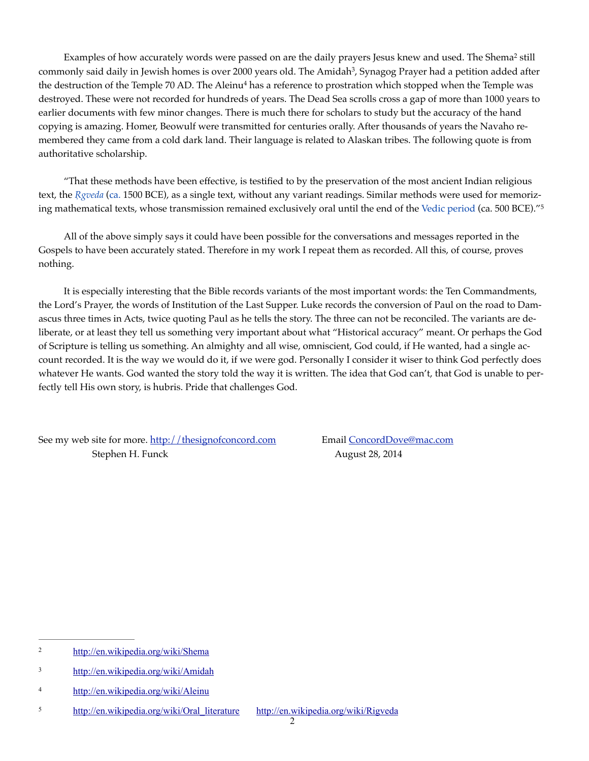Examples of how accurately words were passed on are the daily prayers Jesus knew and used. The Shema[2] still commonly said daily in Jewish homes is over 2000 years old. The Amidah[3], Synagog Prayer had a petition added after the destruction of the Temple 70 AD. The Aleinu[4] has a reference to prostration which stopped when the Temple was destroyed. These were not recorded for hundreds of years. The Dead Sea scrolls cross a gap of more than 1000 years to earlier documents with few minor changes. There is much there for scholars to study but the accuracy of the hand copying is amazing. Homer, Beowulf were transmitted for centuries orally. After thousands of years the Navaho remembered they came from a cold dark land. Their language is related to Alaskan tribes. The following quote is from authoritative scholarship.

"That these methods have been effective, is testified to by the preservation of the most ancient Indian religious text, the *Ṛgveda* (ca. 1500 BCE), as a single text, without any variant readings. Similar methods were used for memorizing mathematical texts, whose transmission remained exclusively oral until the end of the Vedic period (ca. 500 BCE)."[5]

All of the above simply says it could have been possible for the conversations and messages reported in the Gospels to have been accurately stated. Therefore in my work I repeat them as recorded. All this, of course, proves nothing.

It is especially interesting that the Bible records variants of the most important words: the Ten Commandments, the Lord's Prayer, the words of Institution of the Last Supper. Luke records the conversion of Paul on the road to Damascus three times in Acts, twice quoting Paul as he tells the story. The three can not be reconciled. The variants are deliberate, or at least they tell us something very important about what "Historical accuracy" meant. Or perhaps the God of Scripture is telling us something. An almighty and all wise, omniscient, God could, if He wanted, had a single account recorded. It is the way we would do it, if we were god. Personally I consider it wiser to think God perfectly does whatever He wants. God wanted the story told the way it is written. The idea that God can't, that God is unable to perfectly tell His own story, is hubris. Pride that challenges God.

See my web site for more. http://thesignofconcord.com Email ConcordDove@mac.com

Stephen H. Funck August 28, 2014

---

2 http://en.wikipedia.org/wiki/Shema

3 http://en.wikipedia.org/wiki/Amidah

4 http://en.wikipedia.org/wiki/Aleinu

5 http://en.wikipedia.org/wiki/Oral_literature http://en.wikipedia.org/wiki/Rigveda